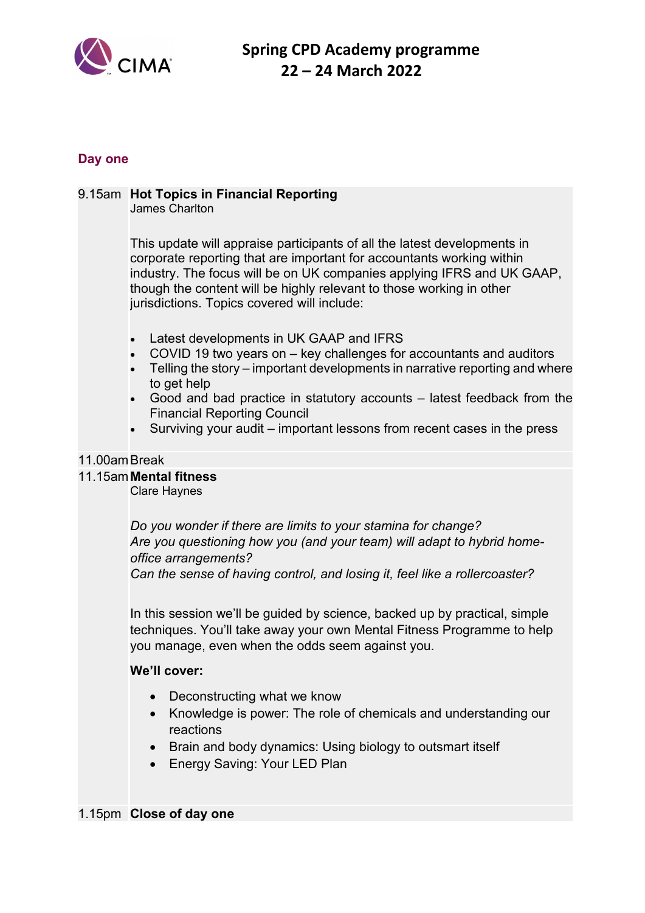# Spring CPD Academy programme
## 22 – 24 March 2022

### Day one

**9.15am Hot Topics in Financial Reporting**
James Charlton

This update will appraise participants of all the latest developments in corporate reporting that are important for accountants working within industry. The focus will be on UK companies applying IFRS and UK GAAP, though the content will be highly relevant to those working in other jurisdictions. Topics covered will include:

- Latest developments in UK GAAP and IFRS
- COVID 19 two years on – key challenges for accountants and auditors
- Telling the story – important developments in narrative reporting and where to get help
- Good and bad practice in statutory accounts – latest feedback from the Financial Reporting Council
- Surviving your audit – important lessons from recent cases in the press

11.00am Break

**11.15am Mental fitness**
Clare Haynes

*Do you wonder if there are limits to your stamina for change?*
*Are you questioning how you (and your team) will adapt to hybrid home-office arrangements?*
*Can the sense of having control, and losing it, feel like a rollercoaster?*

In this session we'll be guided by science, backed up by practical, simple techniques. You'll take away your own Mental Fitness Programme to help you manage, even when the odds seem against you.

**We'll cover:**

- Deconstructing what we know
- Knowledge is power: The role of chemicals and understanding our reactions
- Brain and body dynamics: Using biology to outsmart itself
- Energy Saving: Your LED Plan

1.15pm **Close of day one**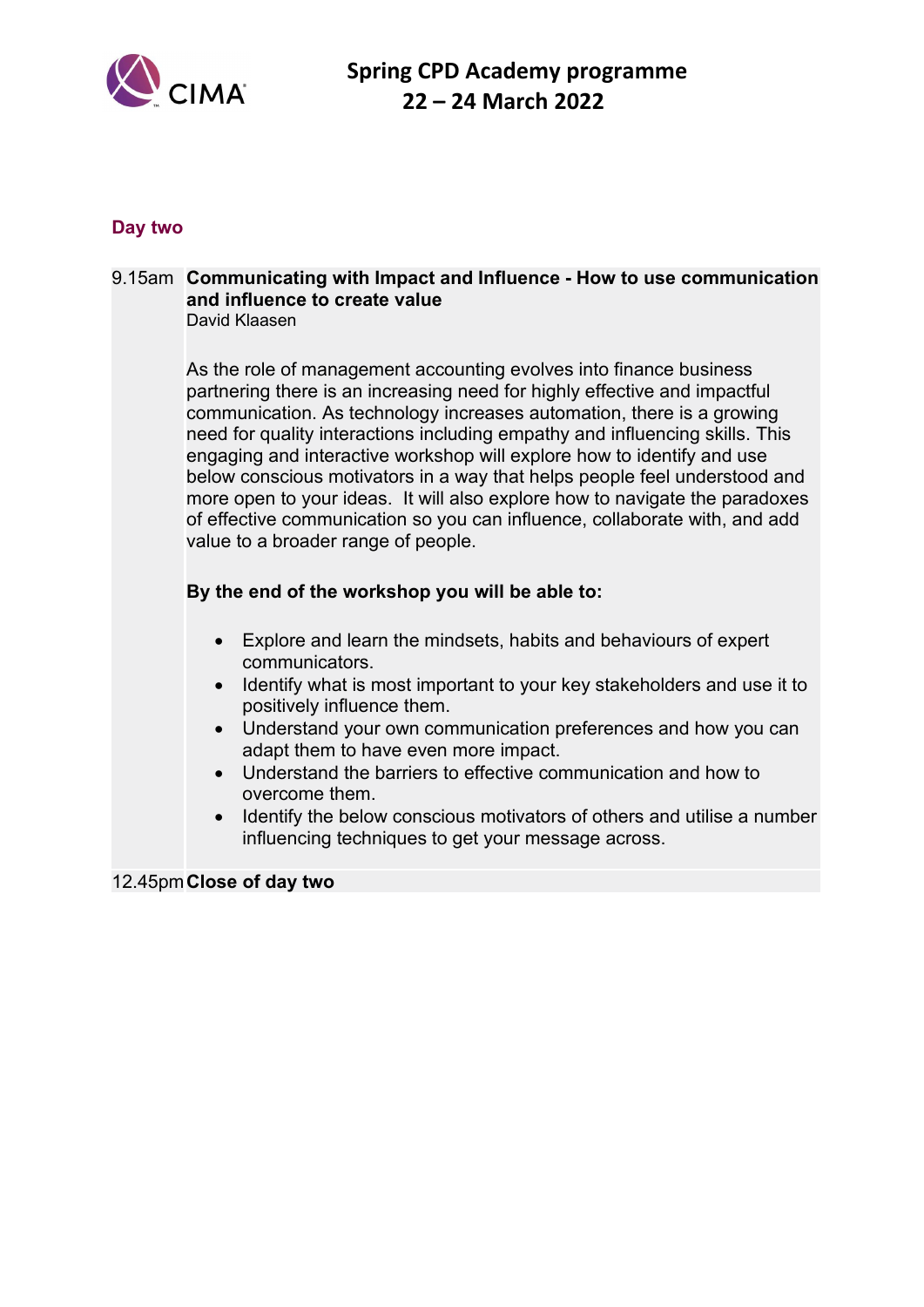# Spring CPD Academy programme
# 22 – 24 March 2022

## Day two

9.15am **Communicating with Impact and Influence - How to use communication and influence to create value**
David Klaasen

As the role of management accounting evolves into finance business partnering there is an increasing need for highly effective and impactful communication. As technology increases automation, there is a growing need for quality interactions including empathy and influencing skills. This engaging and interactive workshop will explore how to identify and use below conscious motivators in a way that helps people feel understood and more open to your ideas. It will also explore how to navigate the paradoxes of effective communication so you can influence, collaborate with, and add value to a broader range of people.

**By the end of the workshop you will be able to:**

- Explore and learn the mindsets, habits and behaviours of expert communicators.
- Identify what is most important to your key stakeholders and use it to positively influence them.
- Understand your own communication preferences and how you can adapt them to have even more impact.
- Understand the barriers to effective communication and how to overcome them.
- Identify the below conscious motivators of others and utilise a number influencing techniques to get your message across.

12.45pm **Close of day two**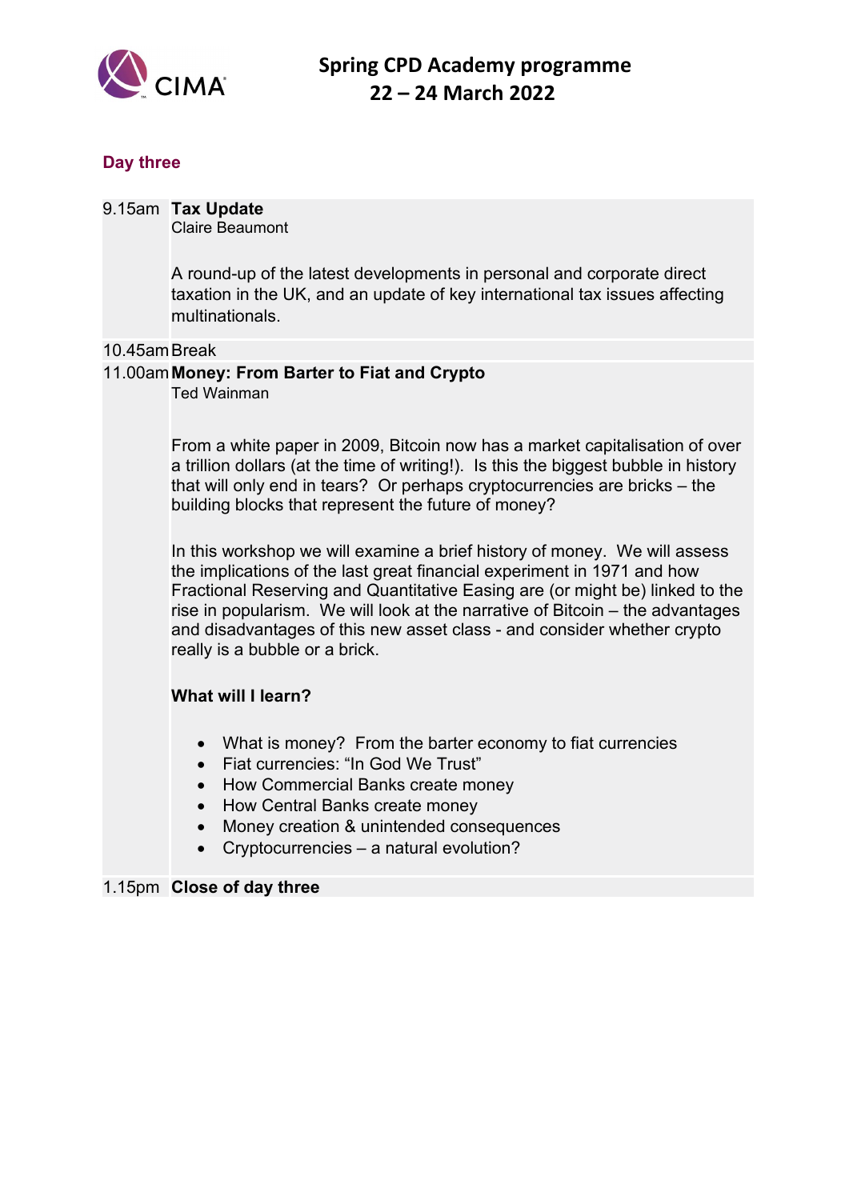# Spring CPD Academy programme
## 22 – 24 March 2022

### Day three

| | |
|---|---|
| 9.15am | **Tax Update**<br>Claire Beaumont<br><br>A round-up of the latest developments in personal and corporate direct taxation in the UK, and an update of key international tax issues affecting multinationals. |
| 10.45am | Break |
| 11.00am | **Money: From Barter to Fiat and Crypto**<br>Ted Wainman<br><br>From a white paper in 2009, Bitcoin now has a market capitalisation of over a trillion dollars (at the time of writing!). Is this the biggest bubble in history that will only end in tears? Or perhaps cryptocurrencies are bricks – the building blocks that represent the future of money?<br><br>In this workshop we will examine a brief history of money. We will assess the implications of the last great financial experiment in 1971 and how Fractional Reserving and Quantitative Easing are (or might be) linked to the rise in popularism. We will look at the narrative of Bitcoin – the advantages and disadvantages of this new asset class - and consider whether crypto really is a bubble or a brick.<br><br>**What will I learn?**<br><br>• What is money? From the barter economy to fiat currencies<br>• Fiat currencies: "In God We Trust"<br>• How Commercial Banks create money<br>• How Central Banks create money<br>• Money creation & unintended consequences<br>• Cryptocurrencies – a natural evolution? |
| 1.15pm | **Close of day three** |